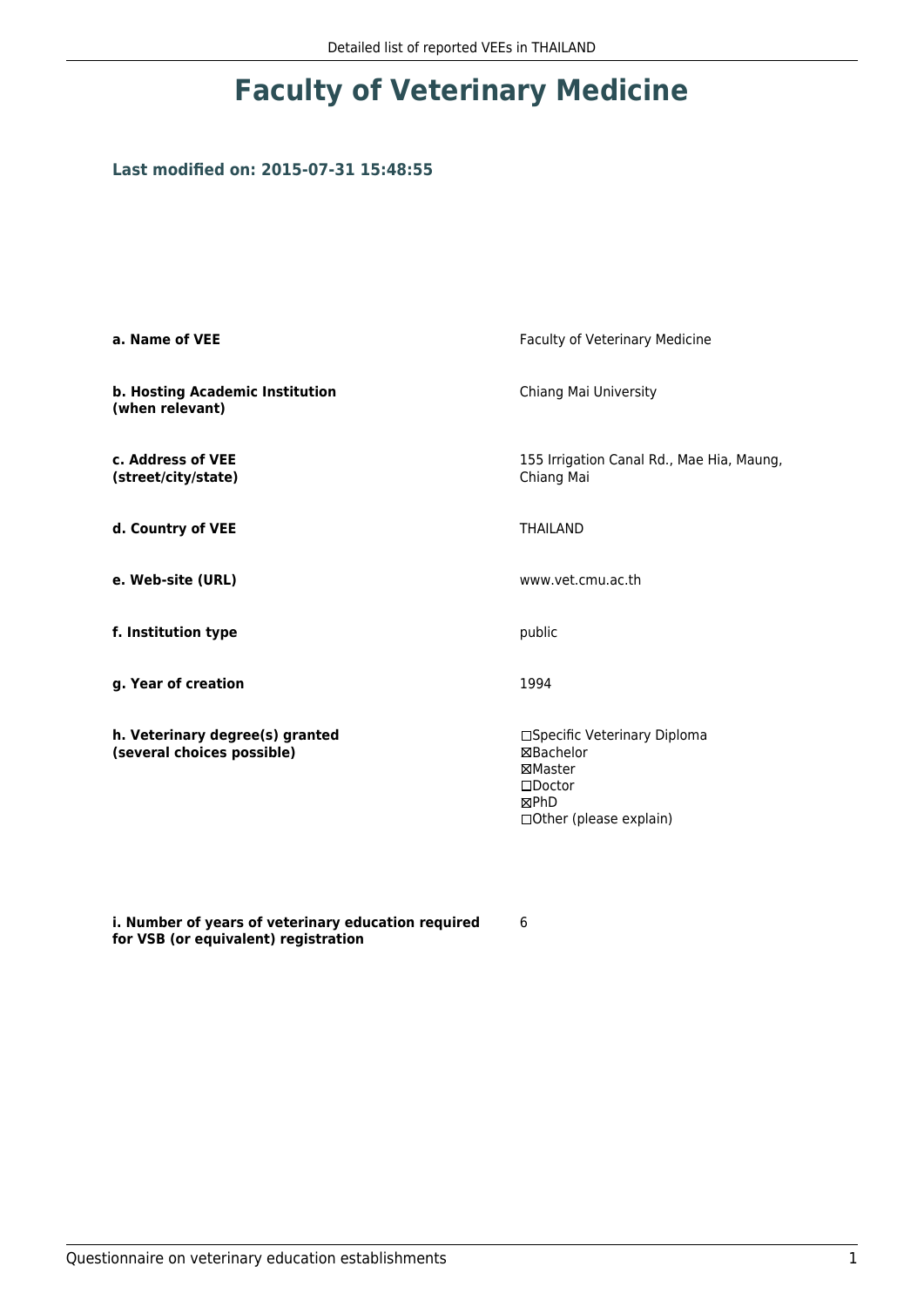# Faculty of Veterinary Medicine

### Last modified on: 2015-07-31 15:48:55

| | |
|---|---|
| **a. Name of VEE** | Faculty of Veterinary Medicine |
| **b. Hosting Academic Institution (when relevant)** | Chiang Mai University |
| **c. Address of VEE (street/city/state)** | 155 Irrigation Canal Rd., Mae Hia, Maung, Chiang Mai |
| **d. Country of VEE** | THAILAND |
| **e. Web-site (URL)** | www.vet.cmu.ac.th |
| **f. Institution type** | public |
| **g. Year of creation** | 1994 |
| **h. Veterinary degree(s) granted (several choices possible)** | ☐Specific Veterinary Diploma<br>☒Bachelor<br>☒Master<br>☐Doctor<br>☒PhD<br>☐Other (please explain) |
| **i. Number of years of veterinary education required for VSB (or equivalent) registration** | 6 |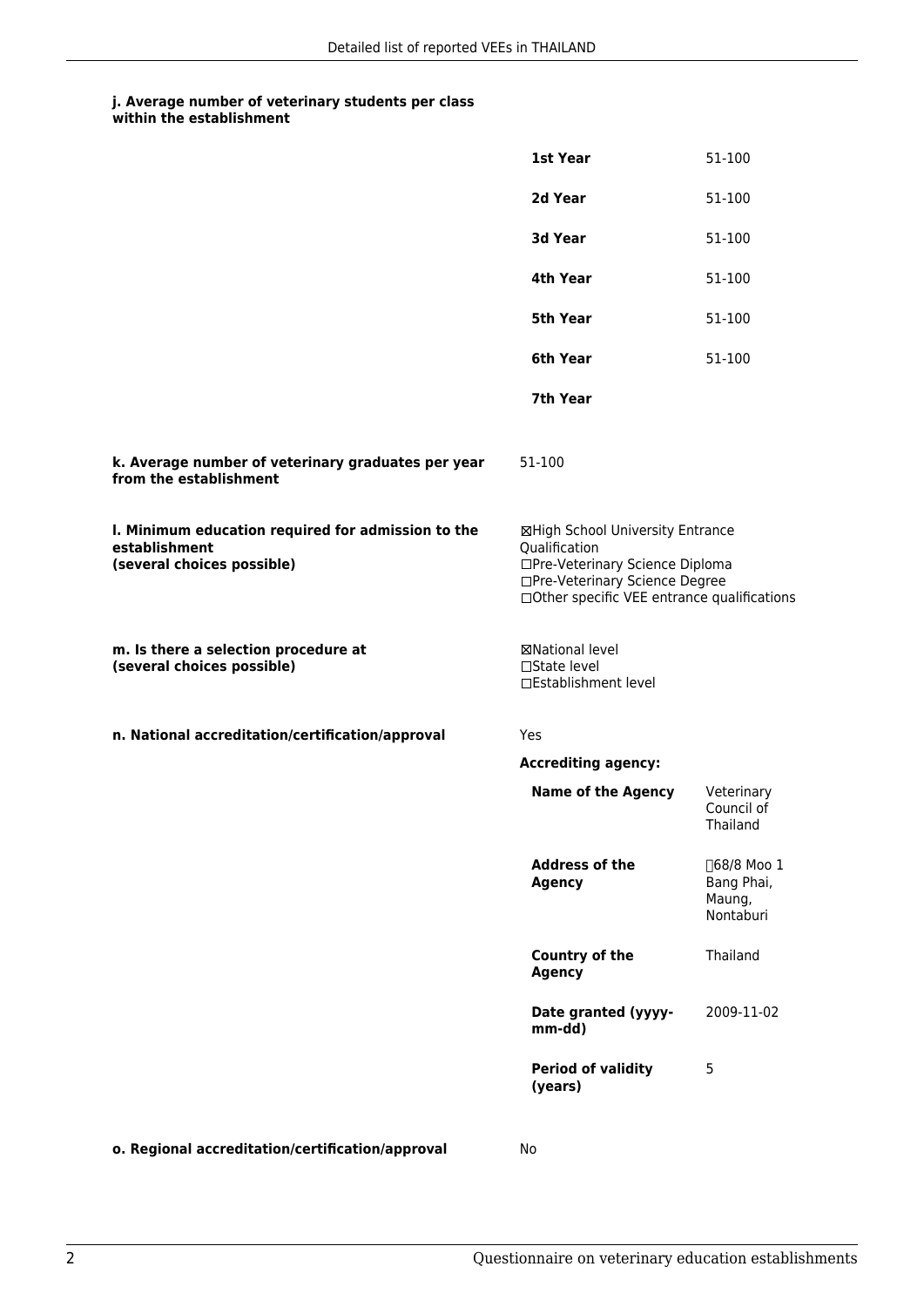#### j. Average number of veterinary students per class within the establishment

| | |
|---|---|
| **1st Year** | 51-100 |
| **2d Year** | 51-100 |
| **3d Year** | 51-100 |
| **4th Year** | 51-100 |
| **5th Year** | 51-100 |
| **6th Year** | 51-100 |
| **7th Year** | |

#### k. Average number of veterinary graduates per year from the establishment

51-100

#### l. Minimum education required for admission to the establishment (several choices possible)

☒High School University Entrance Qualification
☐Pre-Veterinary Science Diploma
☐Pre-Veterinary Science Degree
☐Other specific VEE entrance qualifications

#### m. Is there a selection procedure at (several choices possible)

☒National level
☐State level
☐Establishment level

#### n. National accreditation/certification/approval

Yes

**Accrediting agency:**

| | |
|---|---|
| **Name of the Agency** | Veterinary Council of Thailand |
| **Address of the Agency** | 68/8 Moo 1 Bang Phai, Maung, Nontaburi |
| **Country of the Agency** | Thailand |
| **Date granted (yyyy-mm-dd)** | 2009-11-02 |
| **Period of validity (years)** | 5 |

#### o. Regional accreditation/certification/approval

No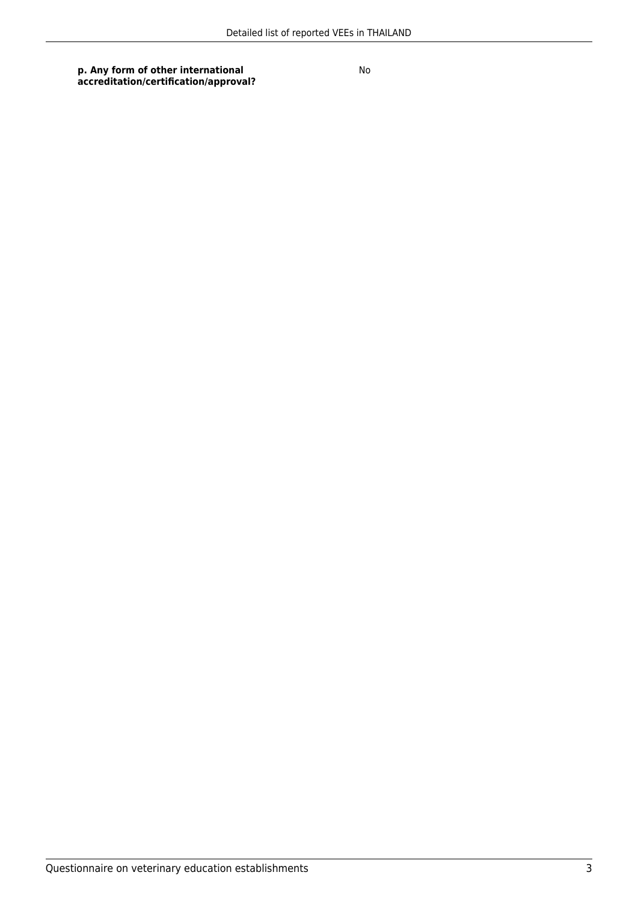| **p. Any form of other international accreditation/certification/approval?** | No |
| --- | --- |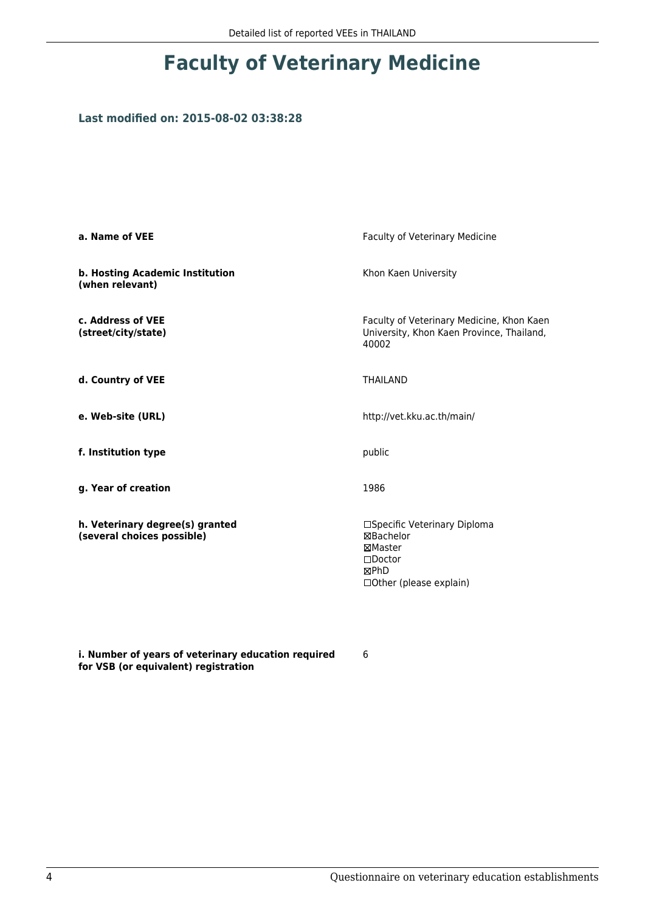# Faculty of Veterinary Medicine

### Last modified on: 2015-08-02 03:38:28

| | |
|---|---|
| **a. Name of VEE** | Faculty of Veterinary Medicine |
| **b. Hosting Academic Institution (when relevant)** | Khon Kaen University |
| **c. Address of VEE (street/city/state)** | Faculty of Veterinary Medicine, Khon Kaen University, Khon Kaen Province, Thailand, 40002 |
| **d. Country of VEE** | THAILAND |
| **e. Web-site (URL)** | http://vet.kku.ac.th/main/ |
| **f. Institution type** | public |
| **g. Year of creation** | 1986 |
| **h. Veterinary degree(s) granted (several choices possible)** | ☐Specific Veterinary Diploma<br>☒Bachelor<br>☒Master<br>☐Doctor<br>☒PhD<br>☐Other (please explain) |
| **i. Number of years of veterinary education required for VSB (or equivalent) registration** | 6 |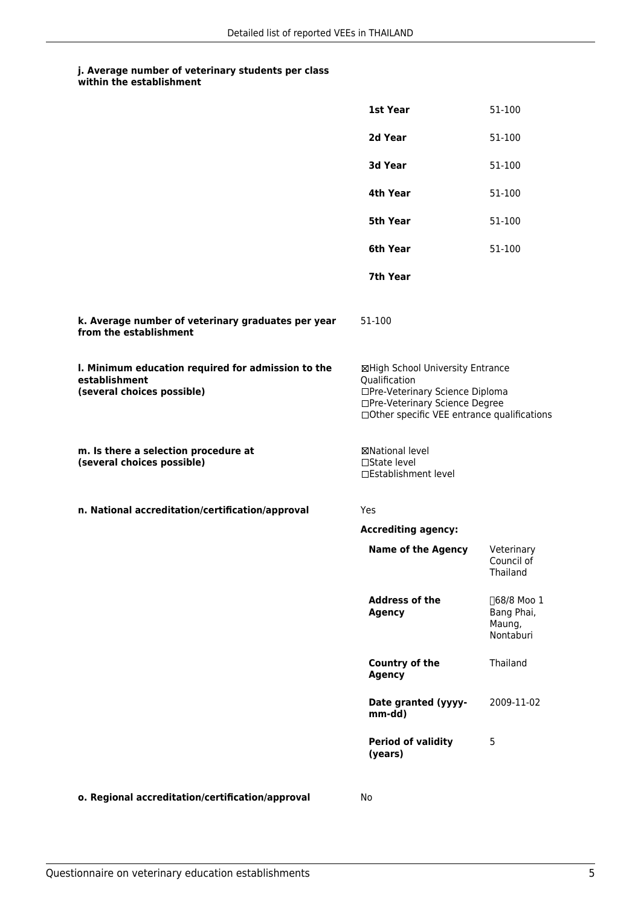**j. Average number of veterinary students per class within the establishment**

| | |
|---|---|
| **1st Year** | 51-100 |
| **2d Year** | 51-100 |
| **3d Year** | 51-100 |
| **4th Year** | 51-100 |
| **5th Year** | 51-100 |
| **6th Year** | 51-100 |
| **7th Year** | |

**k. Average number of veterinary graduates per year from the establishment**

51-100

**l. Minimum education required for admission to the establishment (several choices possible)**

☒High School University Entrance Qualification
☐Pre-Veterinary Science Diploma
☐Pre-Veterinary Science Degree
☐Other specific VEE entrance qualifications

**m. Is there a selection procedure at (several choices possible)**

☒National level
☐State level
☐Establishment level

**n. National accreditation/certification/approval**

Yes

**Accrediting agency:**

| | |
|---|---|
| **Name of the Agency** | Veterinary Council of Thailand |
| **Address of the Agency** | 68/8 Moo 1 Bang Phai, Maung, Nontaburi |
| **Country of the Agency** | Thailand |
| **Date granted (yyyy-mm-dd)** | 2009-11-02 |
| **Period of validity (years)** | 5 |

**o. Regional accreditation/certification/approval**

No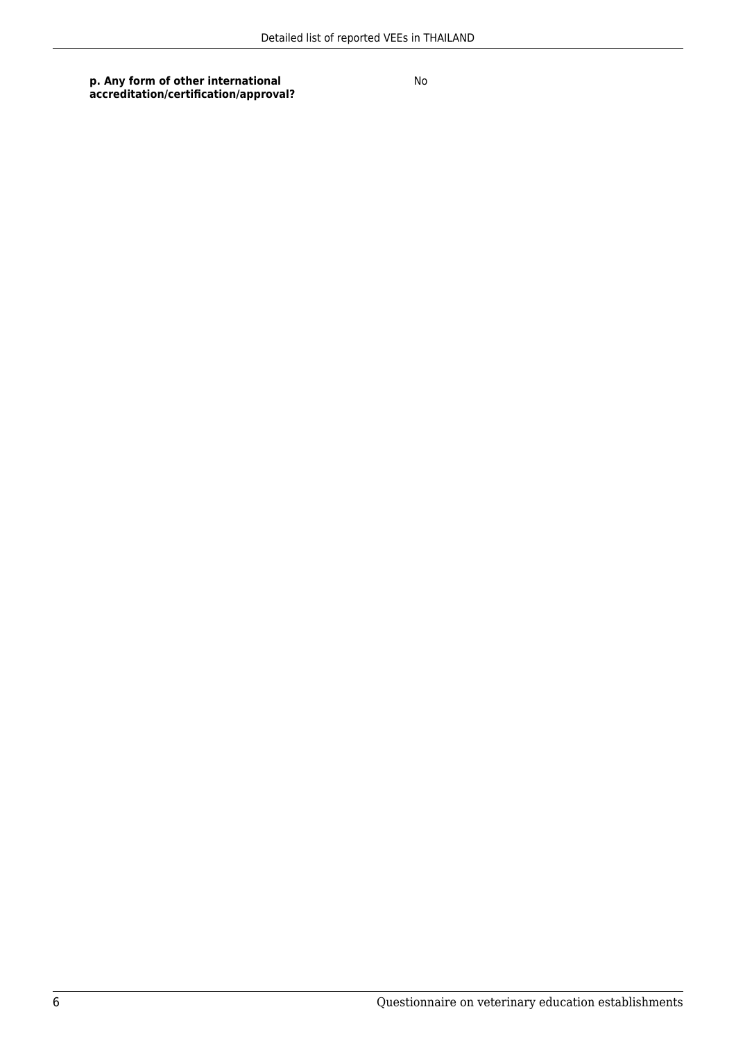| **p. Any form of other international accreditation/certification/approval?** | No |
| --- | --- |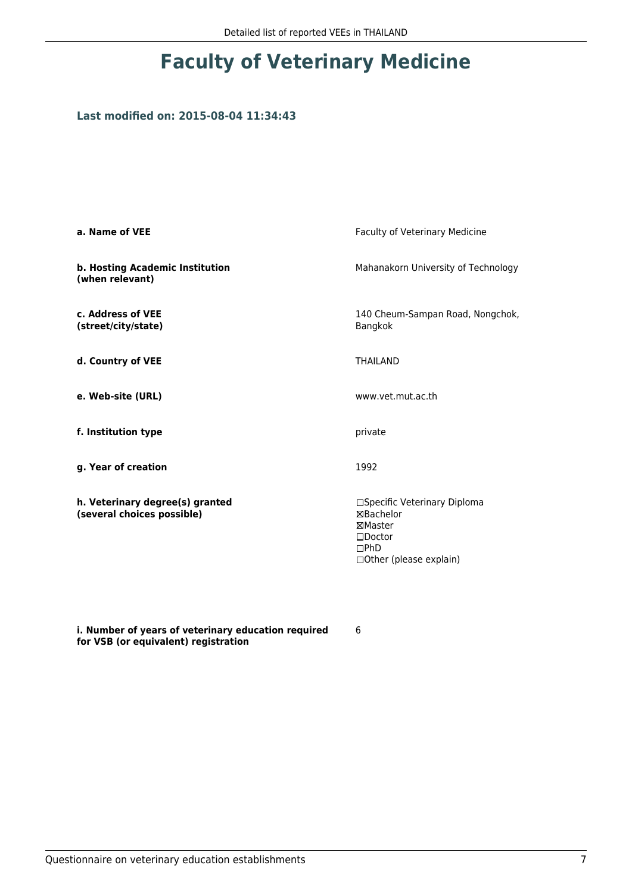# Faculty of Veterinary Medicine

### Last modified on: 2015-08-04 11:34:43

| | |
|---|---|
| **a. Name of VEE** | Faculty of Veterinary Medicine |
| **b. Hosting Academic Institution (when relevant)** | Mahanakorn University of Technology |
| **c. Address of VEE (street/city/state)** | 140 Cheum-Sampan Road, Nongchok, Bangkok |
| **d. Country of VEE** | THAILAND |
| **e. Web-site (URL)** | www.vet.mut.ac.th |
| **f. Institution type** | private |
| **g. Year of creation** | 1992 |
| **h. Veterinary degree(s) granted (several choices possible)** | ☐Specific Veterinary Diploma<br>☒Bachelor<br>☒Master<br>☐Doctor<br>☐PhD<br>☐Other (please explain) |
| **i. Number of years of veterinary education required for VSB (or equivalent) registration** | 6 |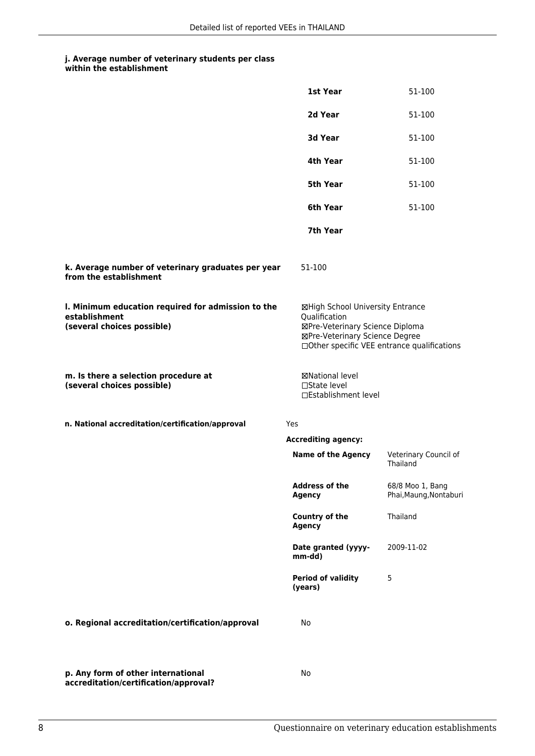**j. Average number of veterinary students per class within the establishment**

| | |
|---|---|
| **1st Year** | 51-100 |
| **2d Year** | 51-100 |
| **3d Year** | 51-100 |
| **4th Year** | 51-100 |
| **5th Year** | 51-100 |
| **6th Year** | 51-100 |
| **7th Year** | |

**k. Average number of veterinary graduates per year from the establishment**

51-100

**l. Minimum education required for admission to the establishment (several choices possible)**

☒High School University Entrance Qualification
☒Pre-Veterinary Science Diploma
☒Pre-Veterinary Science Degree
☐Other specific VEE entrance qualifications

**m. Is there a selection procedure at (several choices possible)**

☒National level
☐State level
☐Establishment level

**n. National accreditation/certification/approval**

Yes

**Accrediting agency:**

| | |
|---|---|
| **Name of the Agency** | Veterinary Council of Thailand |
| **Address of the Agency** | 68/8 Moo 1, Bang Phai,Maung,Nontaburi |
| **Country of the Agency** | Thailand |
| **Date granted (yyyy-mm-dd)** | 2009-11-02 |
| **Period of validity (years)** | 5 |

**o. Regional accreditation/certification/approval**

No

**p. Any form of other international accreditation/certification/approval?**

No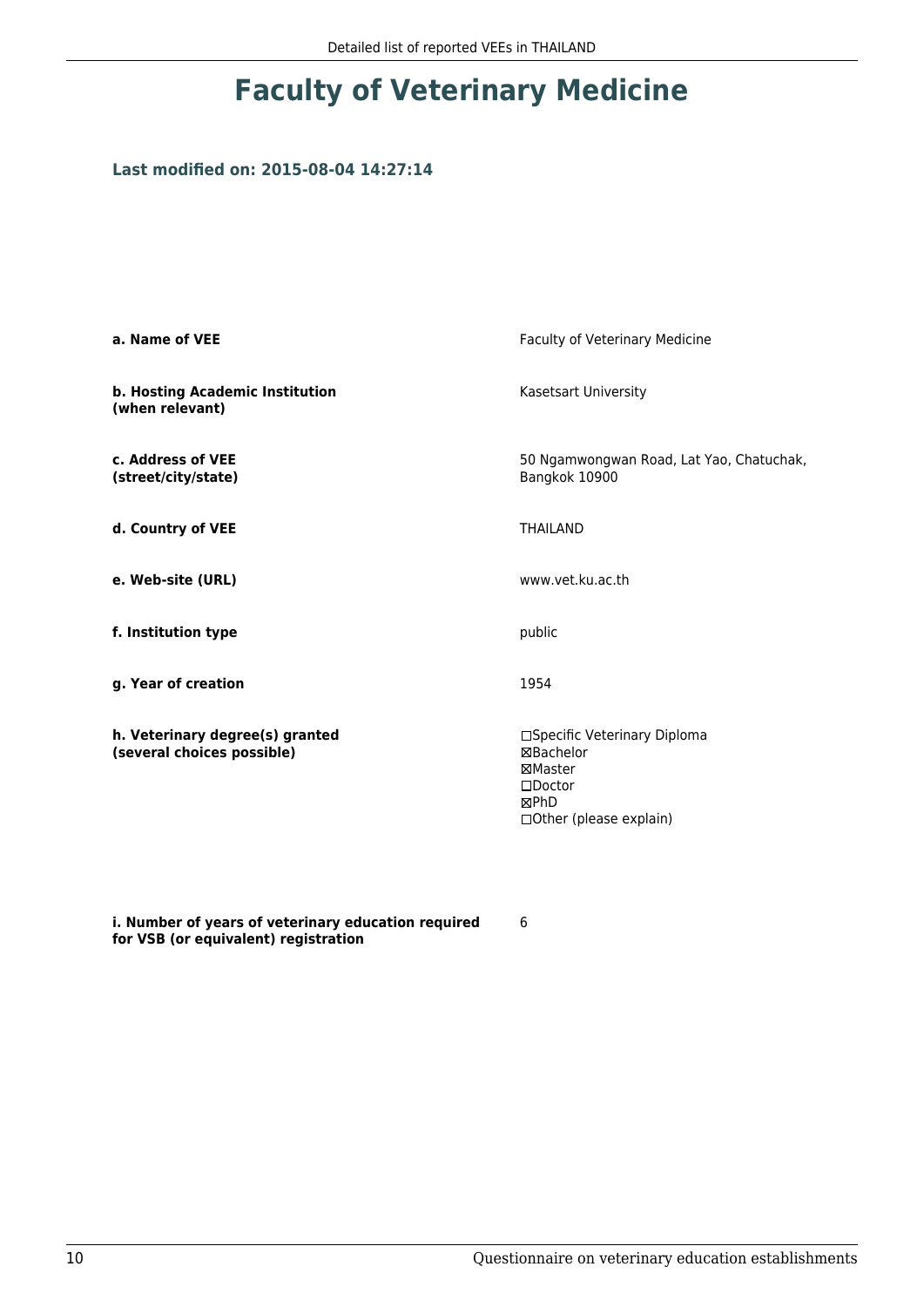# Faculty of Veterinary Medicine

### Last modified on: 2015-08-04 14:27:14

| | |
|---|---|
| **a. Name of VEE** | Faculty of Veterinary Medicine |
| **b. Hosting Academic Institution (when relevant)** | Kasetsart University |
| **c. Address of VEE (street/city/state)** | 50 Ngamwongwan Road, Lat Yao, Chatuchak, Bangkok 10900 |
| **d. Country of VEE** | THAILAND |
| **e. Web-site (URL)** | www.vet.ku.ac.th |
| **f. Institution type** | public |
| **g. Year of creation** | 1954 |
| **h. Veterinary degree(s) granted (several choices possible)** | ☐Specific Veterinary Diploma<br>☒Bachelor<br>☒Master<br>☐Doctor<br>☒PhD<br>☐Other (please explain) |
| **i. Number of years of veterinary education required for VSB (or equivalent) registration** | 6 |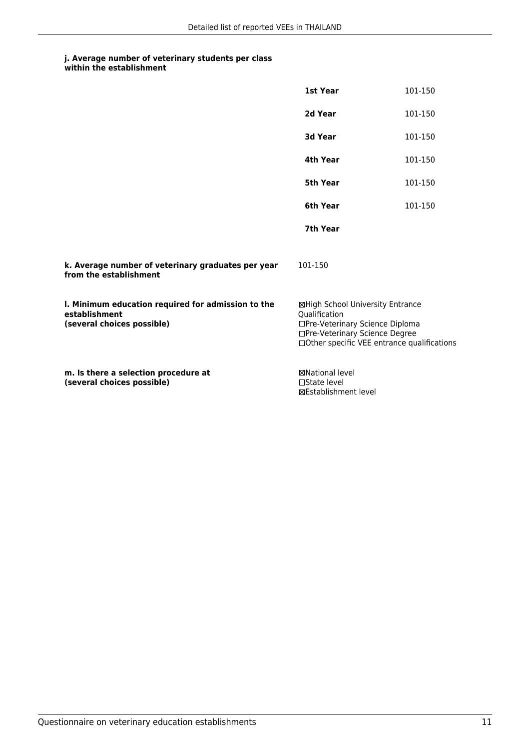**j. Average number of veterinary students per class within the establishment**

| | |
|---|---|
| **1st Year** | 101-150 |
| **2d Year** | 101-150 |
| **3d Year** | 101-150 |
| **4th Year** | 101-150 |
| **5th Year** | 101-150 |
| **6th Year** | 101-150 |
| **7th Year** | |

**k. Average number of veterinary graduates per year from the establishment**

101-150

**l. Minimum education required for admission to the establishment (several choices possible)**

☒High School University Entrance Qualification
☐Pre-Veterinary Science Diploma
☐Pre-Veterinary Science Degree
☐Other specific VEE entrance qualifications

**m. Is there a selection procedure at (several choices possible)**

☒National level
☐State level
☒Establishment level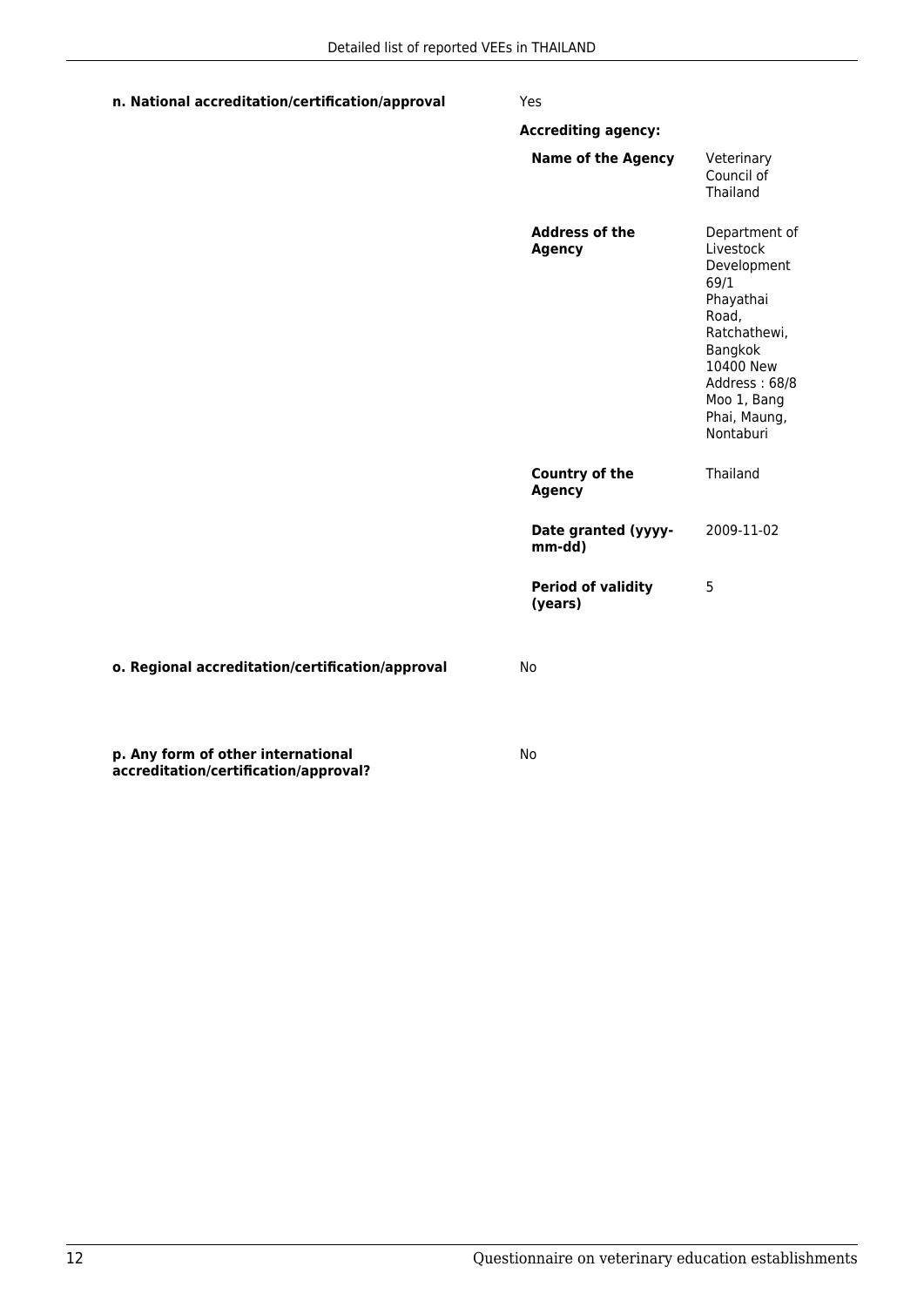**n. National accreditation/certification/approval** Yes

**Accrediting agency:**

| | |
|---|---|
| **Name of the Agency** | Veterinary Council of Thailand |
| **Address of the Agency** | Department of Livestock Development 69/1 Phayathai Road, Ratchathewi, Bangkok 10400 New Address : 68/8 Moo 1, Bang Phai, Maung, Nontaburi |
| **Country of the Agency** | Thailand |
| **Date granted (yyyy-mm-dd)** | 2009-11-02 |
| **Period of validity (years)** | 5 |

**o. Regional accreditation/certification/approval** No

**p. Any form of other international accreditation/certification/approval?** No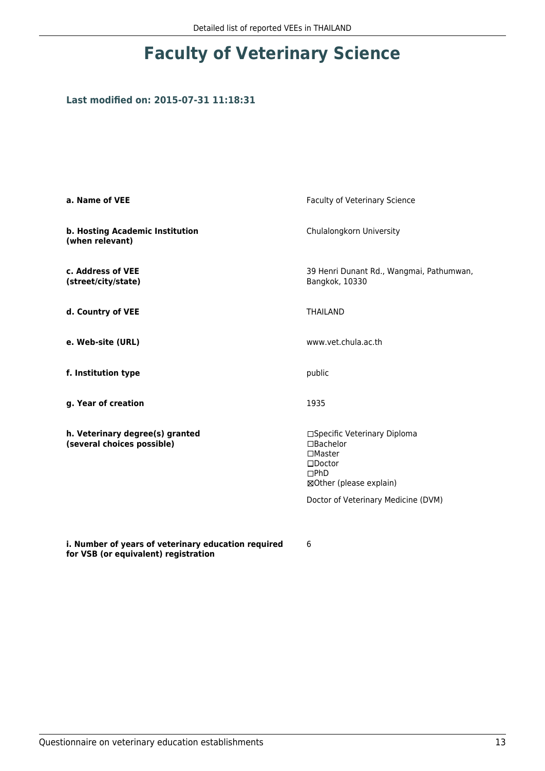# Faculty of Veterinary Science

### Last modified on: 2015-07-31 11:18:31

| | |
|---|---|
| **a. Name of VEE** | Faculty of Veterinary Science |
| **b. Hosting Academic Institution (when relevant)** | Chulalongkorn University |
| **c. Address of VEE (street/city/state)** | 39 Henri Dunant Rd., Wangmai, Pathumwan, Bangkok, 10330 |
| **d. Country of VEE** | THAILAND |
| **e. Web-site (URL)** | www.vet.chula.ac.th |
| **f. Institution type** | public |
| **g. Year of creation** | 1935 |
| **h. Veterinary degree(s) granted (several choices possible)** | ☐Specific Veterinary Diploma<br>☐Bachelor<br>☐Master<br>☐Doctor<br>☐PhD<br>☒Other (please explain)<br><br>Doctor of Veterinary Medicine (DVM) |
| **i. Number of years of veterinary education required for VSB (or equivalent) registration** | 6 |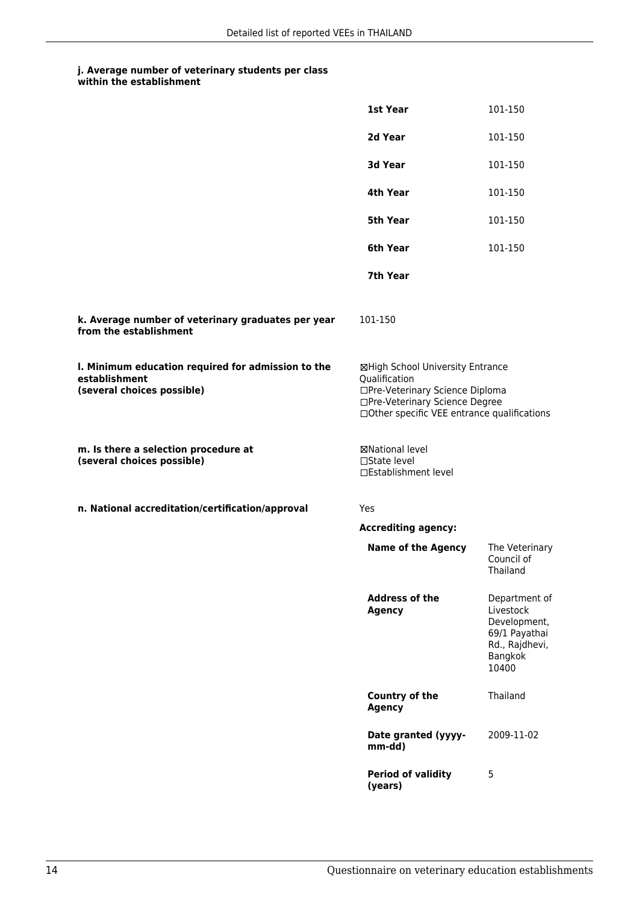**j. Average number of veterinary students per class within the establishment**

| | |
|---|---|
| **1st Year** | 101-150 |
| **2d Year** | 101-150 |
| **3d Year** | 101-150 |
| **4th Year** | 101-150 |
| **5th Year** | 101-150 |
| **6th Year** | 101-150 |
| **7th Year** | |

**k. Average number of veterinary graduates per year from the establishment**

101-150

**l. Minimum education required for admission to the establishment (several choices possible)**

☒High School University Entrance Qualification
☐Pre-Veterinary Science Diploma
☐Pre-Veterinary Science Degree
☐Other specific VEE entrance qualifications

**m. Is there a selection procedure at (several choices possible)**

☒National level
☐State level
☐Establishment level

**n. National accreditation/certification/approval**

Yes

**Accrediting agency:**

| | |
|---|---|
| **Name of the Agency** | The Veterinary Council of Thailand |
| **Address of the Agency** | Department of Livestock Development, 69/1 Payathai Rd., Rajdhevi, Bangkok 10400 |
| **Country of the Agency** | Thailand |
| **Date granted (yyyy-mm-dd)** | 2009-11-02 |
| **Period of validity (years)** | 5 |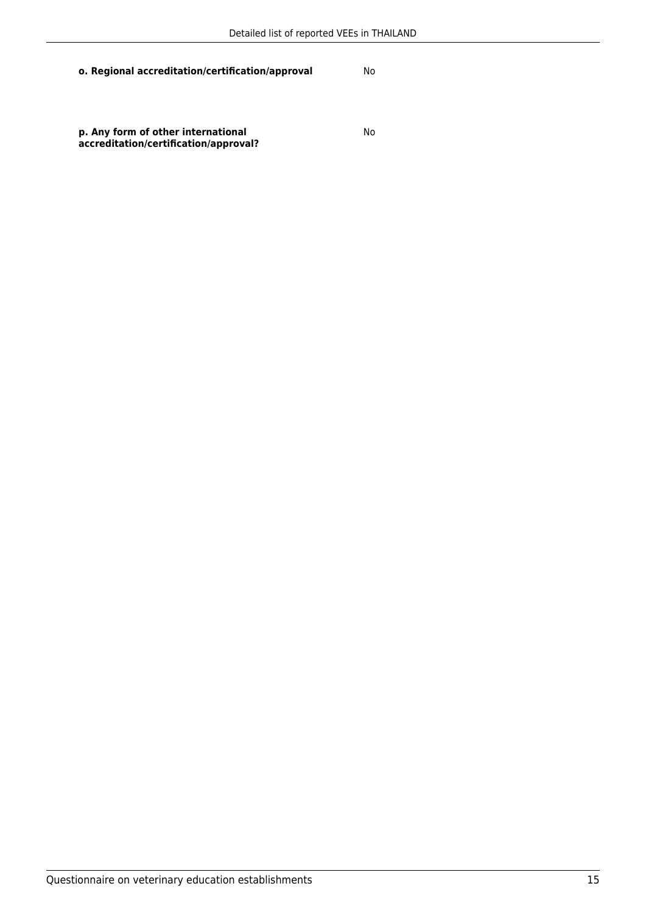**o. Regional accreditation/certification/approval** No

**p. Any form of other international accreditation/certification/approval?** No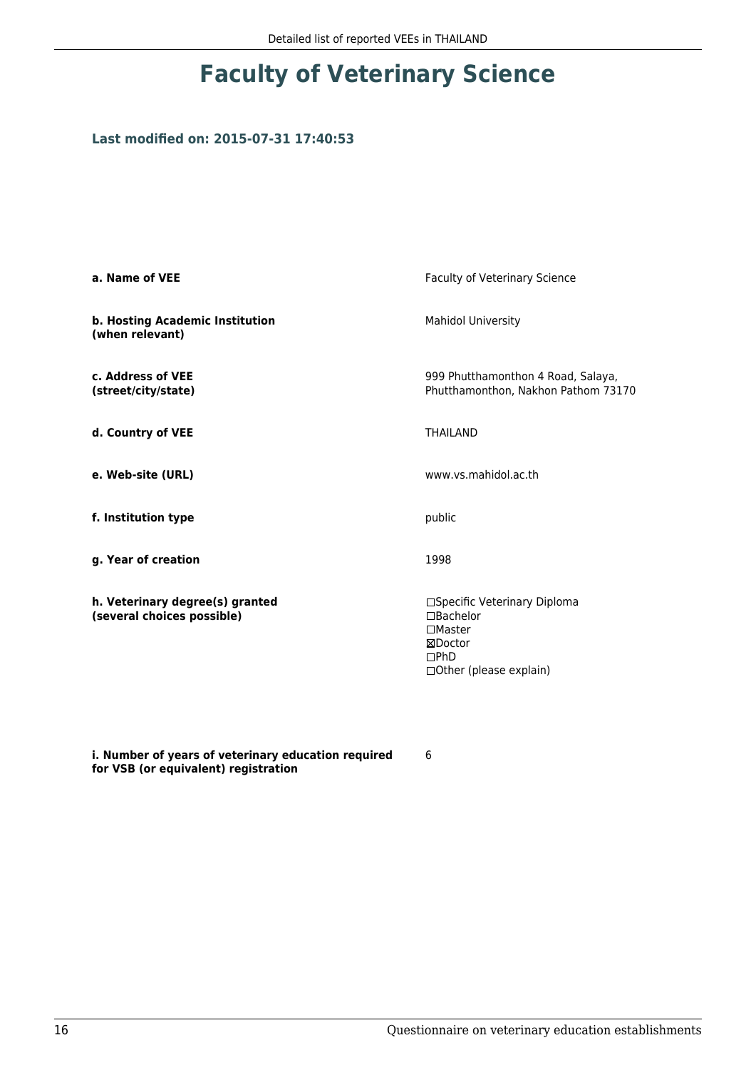# Faculty of Veterinary Science

**Last modified on: 2015-07-31 17:40:53**

| | |
|---|---|
| **a. Name of VEE** | Faculty of Veterinary Science |
| **b. Hosting Academic Institution (when relevant)** | Mahidol University |
| **c. Address of VEE (street/city/state)** | 999 Phutthamonthon 4 Road, Salaya, Phutthamonthon, Nakhon Pathom 73170 |
| **d. Country of VEE** | THAILAND |
| **e. Web-site (URL)** | www.vs.mahidol.ac.th |
| **f. Institution type** | public |
| **g. Year of creation** | 1998 |
| **h. Veterinary degree(s) granted (several choices possible)** | ☐Specific Veterinary Diploma<br>☐Bachelor<br>☐Master<br>☒Doctor<br>☐PhD<br>☐Other (please explain) |
| **i. Number of years of veterinary education required for VSB (or equivalent) registration** | 6 |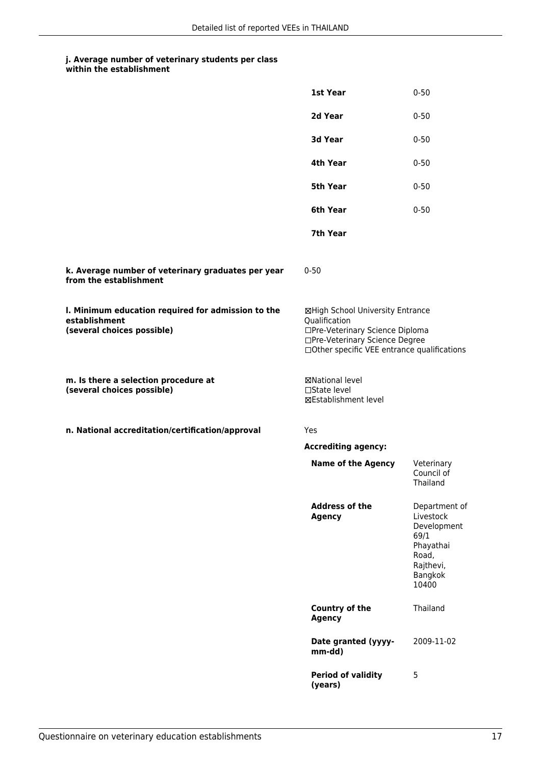**j. Average number of veterinary students per class within the establishment**

| | |
|---|---|
| **1st Year** | 0-50 |
| **2d Year** | 0-50 |
| **3d Year** | 0-50 |
| **4th Year** | 0-50 |
| **5th Year** | 0-50 |
| **6th Year** | 0-50 |
| **7th Year** | |

**k. Average number of veterinary graduates per year from the establishment**

0-50

**l. Minimum education required for admission to the establishment (several choices possible)**

☒High School University Entrance Qualification
☐Pre-Veterinary Science Diploma
☐Pre-Veterinary Science Degree
☐Other specific VEE entrance qualifications

**m. Is there a selection procedure at (several choices possible)**

☒National level
☐State level
☒Establishment level

**n. National accreditation/certification/approval**

Yes

**Accrediting agency:**

| | |
|---|---|
| **Name of the Agency** | Veterinary Council of Thailand |
| **Address of the Agency** | Department of Livestock Development 69/1 Phayathai Road, Rajthevi, Bangkok 10400 |
| **Country of the Agency** | Thailand |
| **Date granted (yyyy-mm-dd)** | 2009-11-02 |
| **Period of validity (years)** | 5 |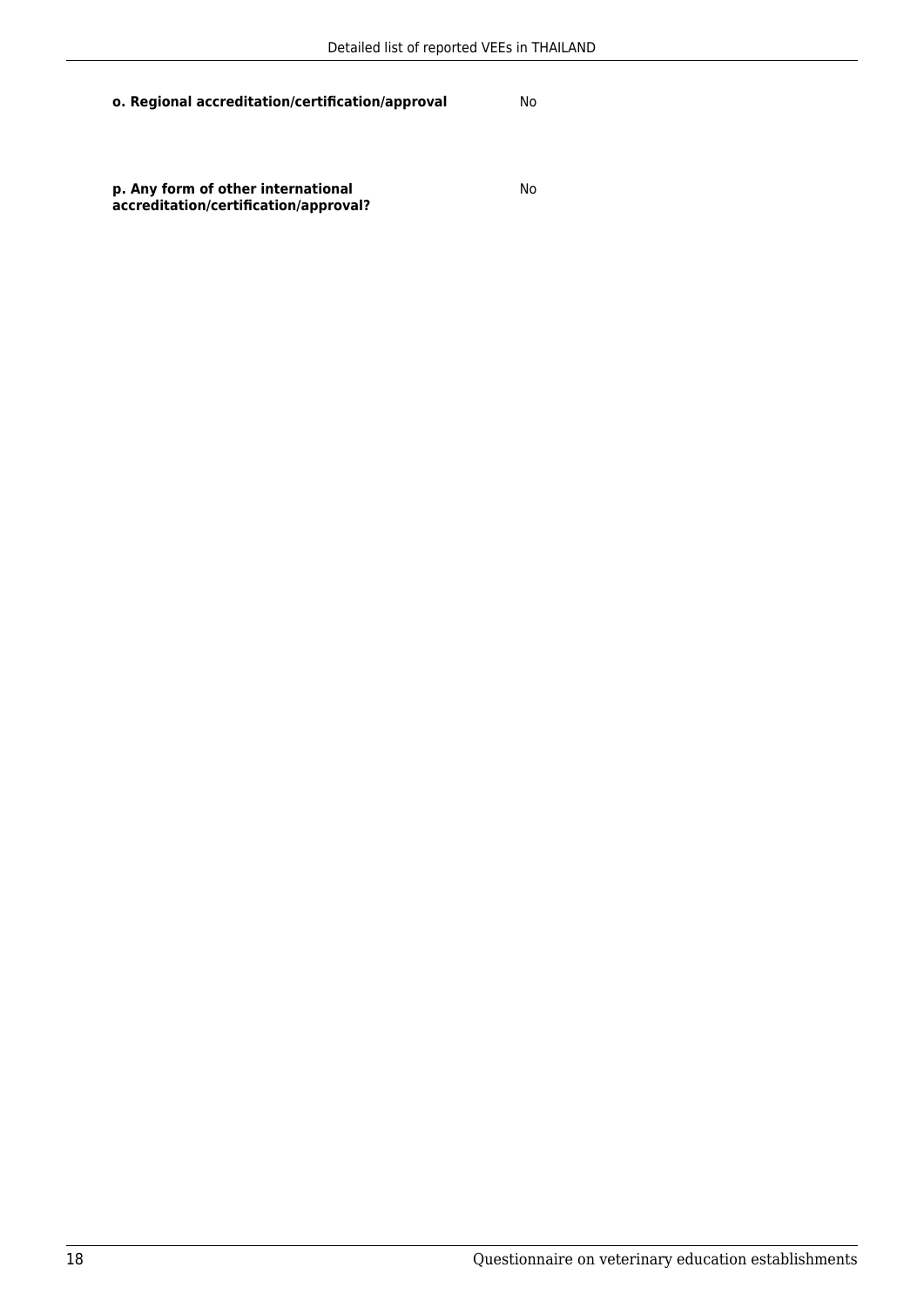**o. Regional accreditation/certification/approval** No

**p. Any form of other international accreditation/certification/approval?** No